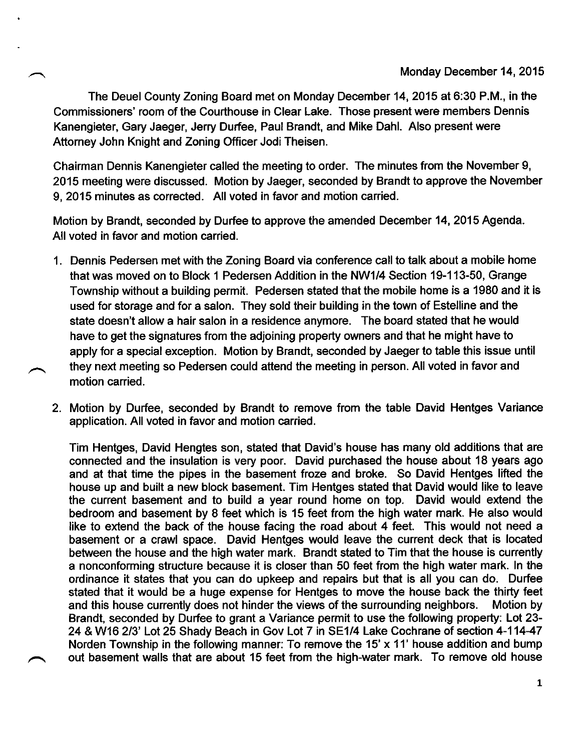Monday December 14, 2015

The Deuel County Zoning Board met on Monday December 14, 2015 at 6:30 P.M., in the Commissioners' room of the Courthouse in Clear Lake. Those present were members Dennis Kanengieter, Gary Jaeger, Jerry Durfee, Paul Brandt, and Mike Dahl. Also present were Attorney John Knight and Zoning Officer Jodi Theisen.

Chairman Dennis Kanengieter called the meeting to order. The minutes from the November 9, 2015 meeting were discussed. Motion by Jaeger, seconded by Brandt to approve the November 9, 2015 minutes as corrected. All voted in favor and motion carried.

Motion by Brandt, seconded by Durfee to approve the amended December 14, 2015 Agenda. All voted in favor and motion carried.

1. Dennis Pedersen met with the Zoning Board via conference call to talk about a mobile home that was moved on to Block 1 Pedersen Addition in the NW1/4 Section 19-113-50, Grange Township without a building permit. Pedersen stated that the mobile home is a 1980 and it is used for storage and for a salon. They sold their building in the town of Estelline and the state doesn't allow a hair salon in a residence anymore. The board stated that he would have to get the signatures from the adjoining property owners and that he might have to apply for a special exception. Motion by Brandt, seconded by Jaeger to table this issue until they next meeting so Pedersen could attend the meeting in person. All voted in favor and motion carried.

2. Motion by Durfee, seconded by Brandt to remove from the table David Hentges Variance application. All voted in favor and motion carried.

   Tim Hentges, David Hengtes son, stated that David's house has many old additions that are connected and the insulation is very poor. David purchased the house about 18 years ago and at that time the pipes in the basement froze and broke. So David Hentges lifted the house up and built a new block basement. Tim Hentges stated that David would like to leave the current basement and to build a year round home on top. David would extend the bedroom and basement by 8 feet which is 15 feet from the high water mark. He also would like to extend the back of the house facing the road about 4 feet. This would not need a basement or a crawl space. David Hentges would leave the current deck that is located between the house and the high water mark. Brandt stated to Tim that the house is currently a nonconforming structure because it is closer than 50 feet from the high water mark. In the ordinance it states that you can do upkeep and repairs but that is all you can do. Durfee stated that it would be a huge expense for Hentges to move the house back the thirty feet and this house currently does not hinder the views of the surrounding neighbors. Motion by Brandt, seconded by Durfee to grant a Variance permit to use the following property: Lot 23-24 & W16 2/3' Lot 25 Shady Beach in Gov Lot 7 in SE1/4 Lake Cochrane of section 4-114-47 Norden Township in the following manner: To remove the 15' x 11' house addition and bump out basement walls that are about 15 feet from the high-water mark. To remove old house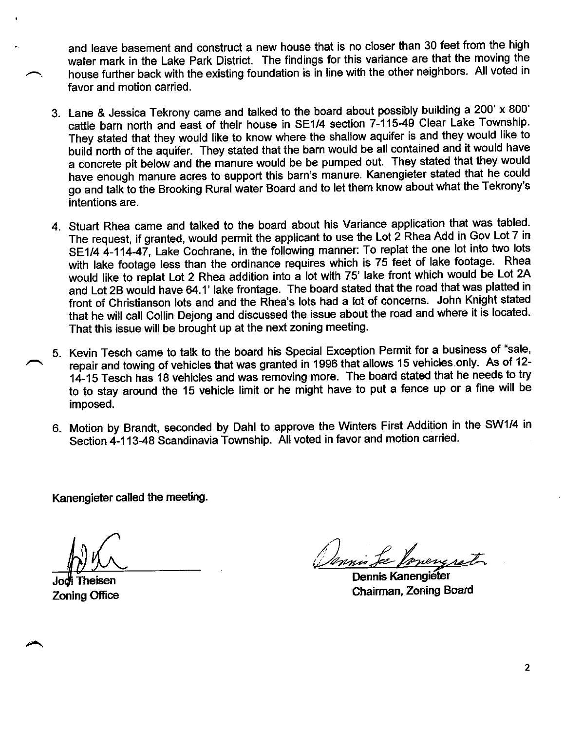and leave basement and construct a new house that is no closer than 30 feet from the high water mark in the Lake Park District. The findings for this variance are that the moving the house further back with the existing foundation is in line with the other neighbors. All voted in favor and motion carried.

3. Lane & Jessica Tekrony came and talked to the board about possibly building a 200' x 800' cattle barn north and east of their house in SE1/4 section 7-115-49 Clear Lake Township. They stated that they would like to know where the shallow aquifer is and they would like to build north of the aquifer. They stated that the barn would be all contained and it would have a concrete pit below and the manure would be be pumped out. They stated that they would have enough manure acres to support this barn's manure. Kanengieter stated that he could go and talk to the Brooking Rural water Board and to let them know about what the Tekrony's intentions are.

4. Stuart Rhea came and talked to the board about his Variance application that was tabled. The request, if granted, would permit the applicant to use the Lot 2 Rhea Add in Gov Lot 7 in SE1/4 4-114-47, Lake Cochrane, in the following manner: To replat the one lot into two lots with lake footage less than the ordinance requires which is 75 feet of lake footage. Rhea would like to replat Lot 2 Rhea addition into a lot with 75' lake front which would be Lot 2A and Lot 2B would have 64.1' lake frontage. The board stated that the road that was platted in front of Christianson lots and and the Rhea's lots had a lot of concerns. John Knight stated that he will call Collin Dejong and discussed the issue about the road and where it is located. That this issue will be brought up at the next zoning meeting.

5. Kevin Tesch came to talk to the board his Special Exception Permit for a business of "sale, repair and towing of vehicles that was granted in 1996 that allows 15 vehicles only. As of 12-14-15 Tesch has 18 vehicles and was removing more. The board stated that he needs to try to to stay around the 15 vehicle limit or he might have to put a fence up or a fine will be imposed.

6. Motion by Brandt, seconded by Dahl to approve the Winters First Addition in the SW1/4 in Section 4-113-48 Scandinavia Township. All voted in favor and motion carried.

**Kanengieter called the meeting.**

**Jodi Theisen**
**Zoning Office**

**Dennis Kanengieter**
**Chairman, Zoning Board**